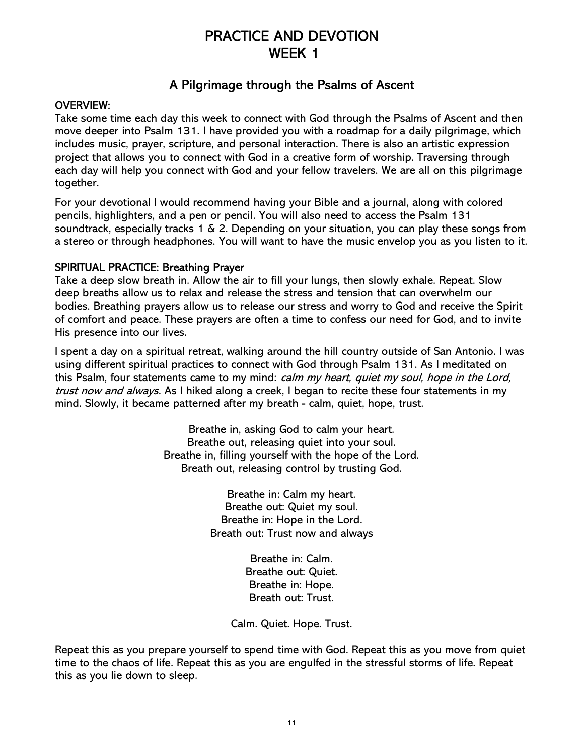# PRACTICE AND DEVOTION
# WEEK 1

## A Pilgrimage through the Psalms of Ascent

**OVERVIEW:**

Take some time each day this week to connect with God through the Psalms of Ascent and then move deeper into Psalm 131. I have provided you with a roadmap for a daily pilgrimage, which includes music, prayer, scripture, and personal interaction. There is also an artistic expression project that allows you to connect with God in a creative form of worship. Traversing through each day will help you connect with God and your fellow travelers. We are all on this pilgrimage together.

For your devotional I would recommend having your Bible and a journal, along with colored pencils, highlighters, and a pen or pencil. You will also need to access the Psalm 131 soundtrack, especially tracks 1 & 2. Depending on your situation, you can play these songs from a stereo or through headphones. You will want to have the music envelop you as you listen to it.

**SPIRITUAL PRACTICE: Breathing Prayer**

Take a deep slow breath in. Allow the air to fill your lungs, then slowly exhale. Repeat. Slow deep breaths allow us to relax and release the stress and tension that can overwhelm our bodies. Breathing prayers allow us to release our stress and worry to God and receive the Spirit of comfort and peace. These prayers are often a time to confess our need for God, and to invite His presence into our lives.

I spent a day on a spiritual retreat, walking around the hill country outside of San Antonio. I was using different spiritual practices to connect with God through Psalm 131. As I meditated on this Psalm, four statements came to my mind: *calm my heart, quiet my soul, hope in the Lord, trust now and always.* As I hiked along a creek, I began to recite these four statements in my mind. Slowly, it became patterned after my breath - calm, quiet, hope, trust.

Breathe in, asking God to calm your heart.
Breathe out, releasing quiet into your soul.
Breathe in, filling yourself with the hope of the Lord.
Breath out, releasing control by trusting God.

Breathe in: Calm my heart.
Breathe out: Quiet my soul.
Breathe in: Hope in the Lord.
Breath out: Trust now and always

Breathe in: Calm.
Breathe out: Quiet.
Breathe in: Hope.
Breath out: Trust.

Calm. Quiet. Hope. Trust.

Repeat this as you prepare yourself to spend time with God. Repeat this as you move from quiet time to the chaos of life. Repeat this as you are engulfed in the stressful storms of life. Repeat this as you lie down to sleep.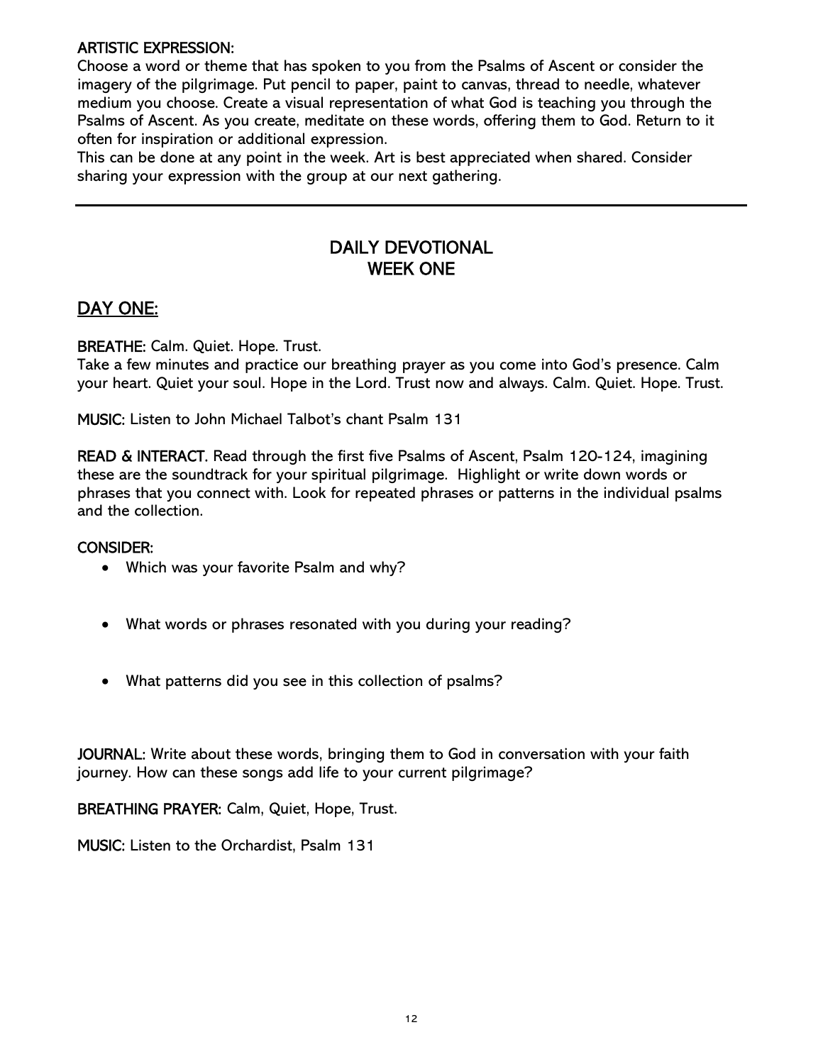**ARTISTIC EXPRESSION:**
Choose a word or theme that has spoken to you from the Psalms of Ascent or consider the imagery of the pilgrimage. Put pencil to paper, paint to canvas, thread to needle, whatever medium you choose. Create a visual representation of what God is teaching you through the Psalms of Ascent. As you create, meditate on these words, offering them to God. Return to it often for inspiration or additional expression.
This can be done at any point in the week. Art is best appreciated when shared. Consider sharing your expression with the group at our next gathering.

---

## DAILY DEVOTIONAL
## WEEK ONE

### DAY ONE:

**BREATHE:** Calm. Quiet. Hope. Trust.
Take a few minutes and practice our breathing prayer as you come into God's presence. Calm your heart. Quiet your soul. Hope in the Lord. Trust now and always. Calm. Quiet. Hope. Trust.

**MUSIC:** Listen to John Michael Talbot's chant Psalm 131

**READ & INTERACT.** Read through the first five Psalms of Ascent, Psalm 120-124, imagining these are the soundtrack for your spiritual pilgrimage. Highlight or write down words or phrases that you connect with. Look for repeated phrases or patterns in the individual psalms and the collection.

**CONSIDER:**

- Which was your favorite Psalm and why?
- What words or phrases resonated with you during your reading?
- What patterns did you see in this collection of psalms?

**JOURNAL:** Write about these words, bringing them to God in conversation with your faith journey. How can these songs add life to your current pilgrimage?

**BREATHING PRAYER:** Calm, Quiet, Hope, Trust.

**MUSIC:** Listen to the Orchardist, Psalm 131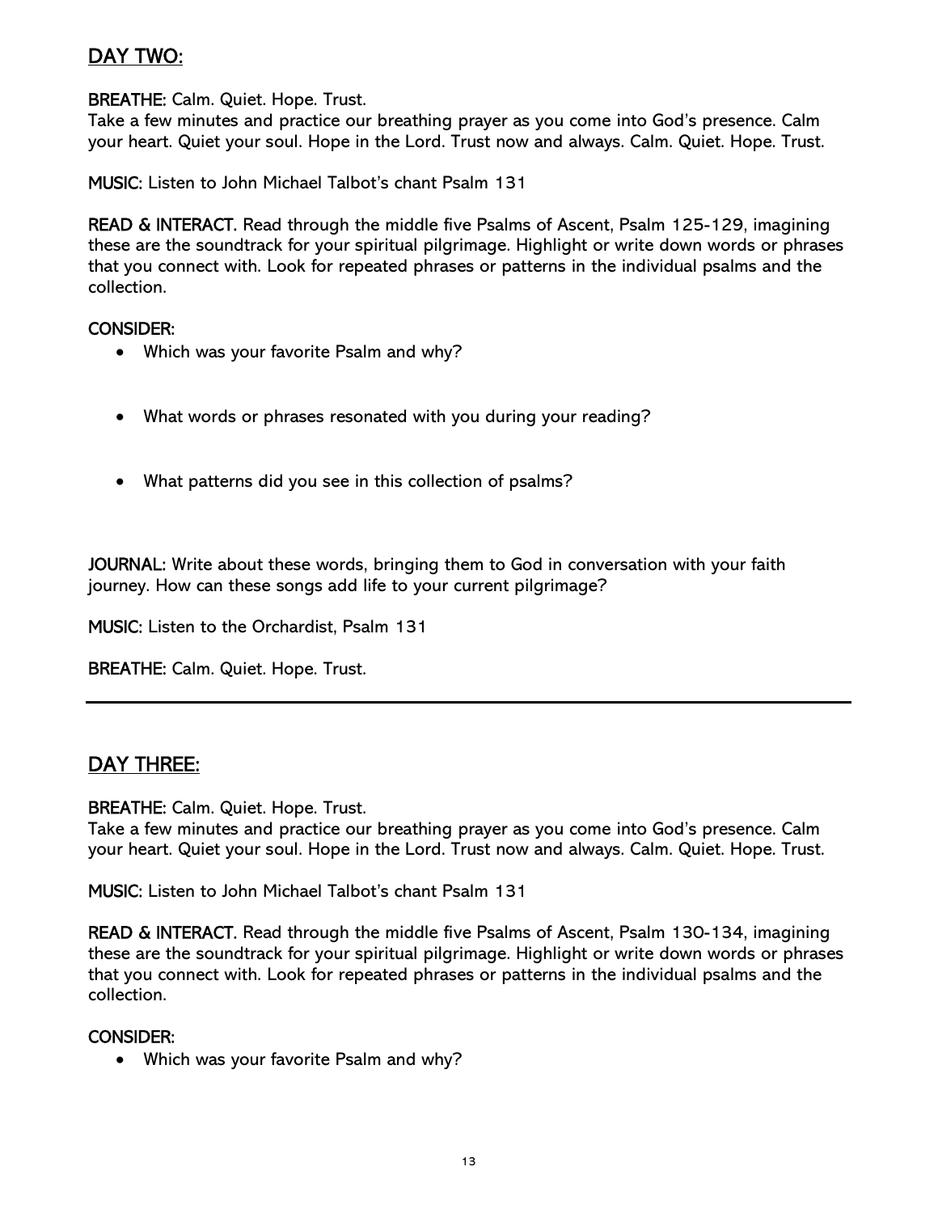## DAY TWO:

**BREATHE:** Calm. Quiet. Hope. Trust.
Take a few minutes and practice our breathing prayer as you come into God's presence. Calm your heart. Quiet your soul. Hope in the Lord. Trust now and always. Calm. Quiet. Hope. Trust.

**MUSIC:** Listen to John Michael Talbot's chant Psalm 131

**READ & INTERACT.** Read through the middle five Psalms of Ascent, Psalm 125-129, imagining these are the soundtrack for your spiritual pilgrimage. Highlight or write down words or phrases that you connect with. Look for repeated phrases or patterns in the individual psalms and the collection.

**CONSIDER:**

- Which was your favorite Psalm and why?
- What words or phrases resonated with you during your reading?
- What patterns did you see in this collection of psalms?

**JOURNAL:** Write about these words, bringing them to God in conversation with your faith journey. How can these songs add life to your current pilgrimage?

**MUSIC:** Listen to the Orchardist, Psalm 131

**BREATHE:** Calm. Quiet. Hope. Trust.

---

## DAY THREE:

**BREATHE:** Calm. Quiet. Hope. Trust.
Take a few minutes and practice our breathing prayer as you come into God's presence. Calm your heart. Quiet your soul. Hope in the Lord. Trust now and always. Calm. Quiet. Hope. Trust.

**MUSIC:** Listen to John Michael Talbot's chant Psalm 131

**READ & INTERACT.** Read through the middle five Psalms of Ascent, Psalm 130-134, imagining these are the soundtrack for your spiritual pilgrimage. Highlight or write down words or phrases that you connect with. Look for repeated phrases or patterns in the individual psalms and the collection.

**CONSIDER:**

- Which was your favorite Psalm and why?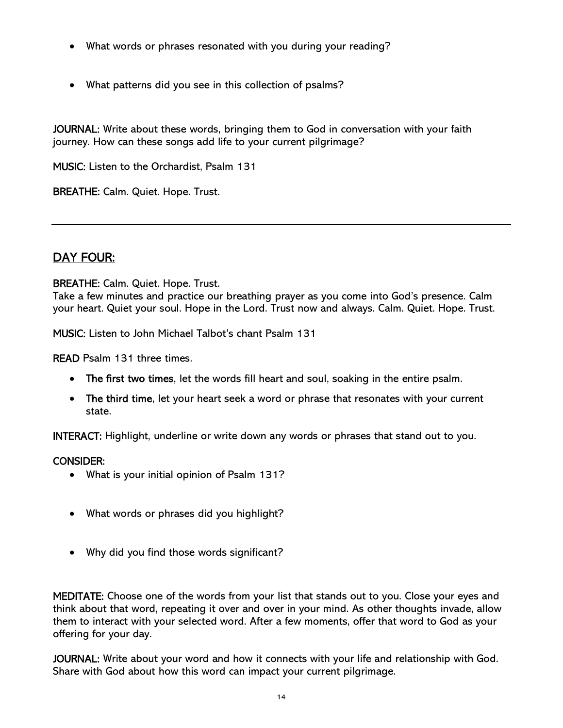- What words or phrases resonated with you during your reading?

- What patterns did you see in this collection of psalms?

**JOURNAL:** Write about these words, bringing them to God in conversation with your faith journey. How can these songs add life to your current pilgrimage?

**MUSIC:** Listen to the Orchardist, Psalm 131

**BREATHE:** Calm. Quiet. Hope. Trust.

---

## DAY FOUR:

**BREATHE:** Calm. Quiet. Hope. Trust.
Take a few minutes and practice our breathing prayer as you come into God's presence. Calm your heart. Quiet your soul. Hope in the Lord. Trust now and always. Calm. Quiet. Hope. Trust.

**MUSIC:** Listen to John Michael Talbot's chant Psalm 131

**READ** Psalm 131 three times.

- **The first two times**, let the words fill heart and soul, soaking in the entire psalm.
- **The third time**, let your heart seek a word or phrase that resonates with your current state.

**INTERACT:** Highlight, underline or write down any words or phrases that stand out to you.

**CONSIDER:**

- What is your initial opinion of Psalm 131?

- What words or phrases did you highlight?

- Why did you find those words significant?

**MEDITATE:** Choose one of the words from your list that stands out to you. Close your eyes and think about that word, repeating it over and over in your mind. As other thoughts invade, allow them to interact with your selected word. After a few moments, offer that word to God as your offering for your day.

**JOURNAL:** Write about your word and how it connects with your life and relationship with God. Share with God about how this word can impact your current pilgrimage.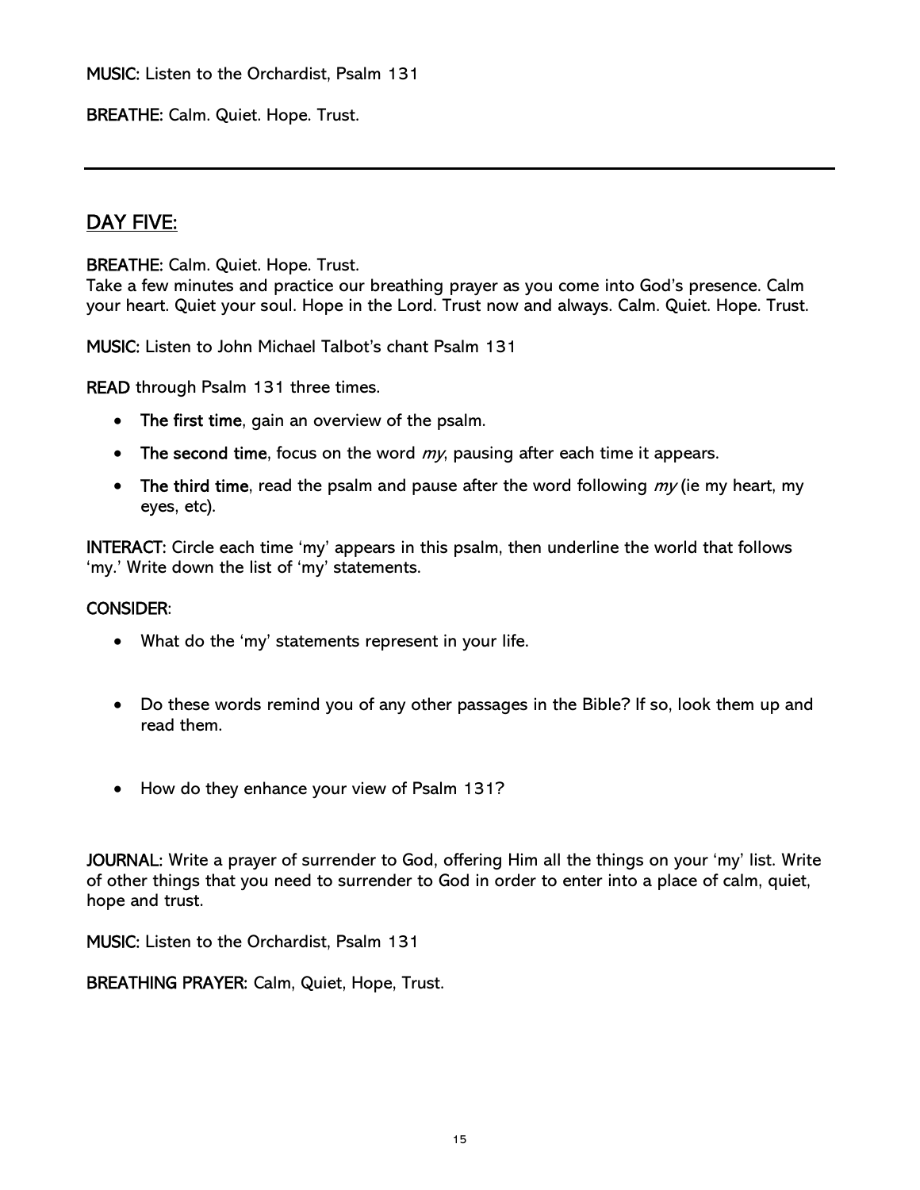**MUSIC:** Listen to the Orchardist, Psalm 131

**BREATHE:** Calm. Quiet. Hope. Trust.

---

## DAY FIVE:

**BREATHE:** Calm. Quiet. Hope. Trust.
Take a few minutes and practice our breathing prayer as you come into God's presence. Calm your heart. Quiet your soul. Hope in the Lord. Trust now and always. Calm. Quiet. Hope. Trust.

**MUSIC:** Listen to John Michael Talbot's chant Psalm 131

**READ** through Psalm 131 three times.

- **The first time**, gain an overview of the psalm.
- **The second time**, focus on the word *my*, pausing after each time it appears.
- **The third time**, read the psalm and pause after the word following *my* (ie my heart, my eyes, etc).

**INTERACT:** Circle each time 'my' appears in this psalm, then underline the world that follows 'my.' Write down the list of 'my' statements.

**CONSIDER**:

- What do the 'my' statements represent in your life.
- Do these words remind you of any other passages in the Bible? If so, look them up and read them.
- How do they enhance your view of Psalm 131?

**JOURNAL:** Write a prayer of surrender to God, offering Him all the things on your 'my' list. Write of other things that you need to surrender to God in order to enter into a place of calm, quiet, hope and trust.

**MUSIC:** Listen to the Orchardist, Psalm 131

**BREATHING PRAYER:** Calm, Quiet, Hope, Trust.